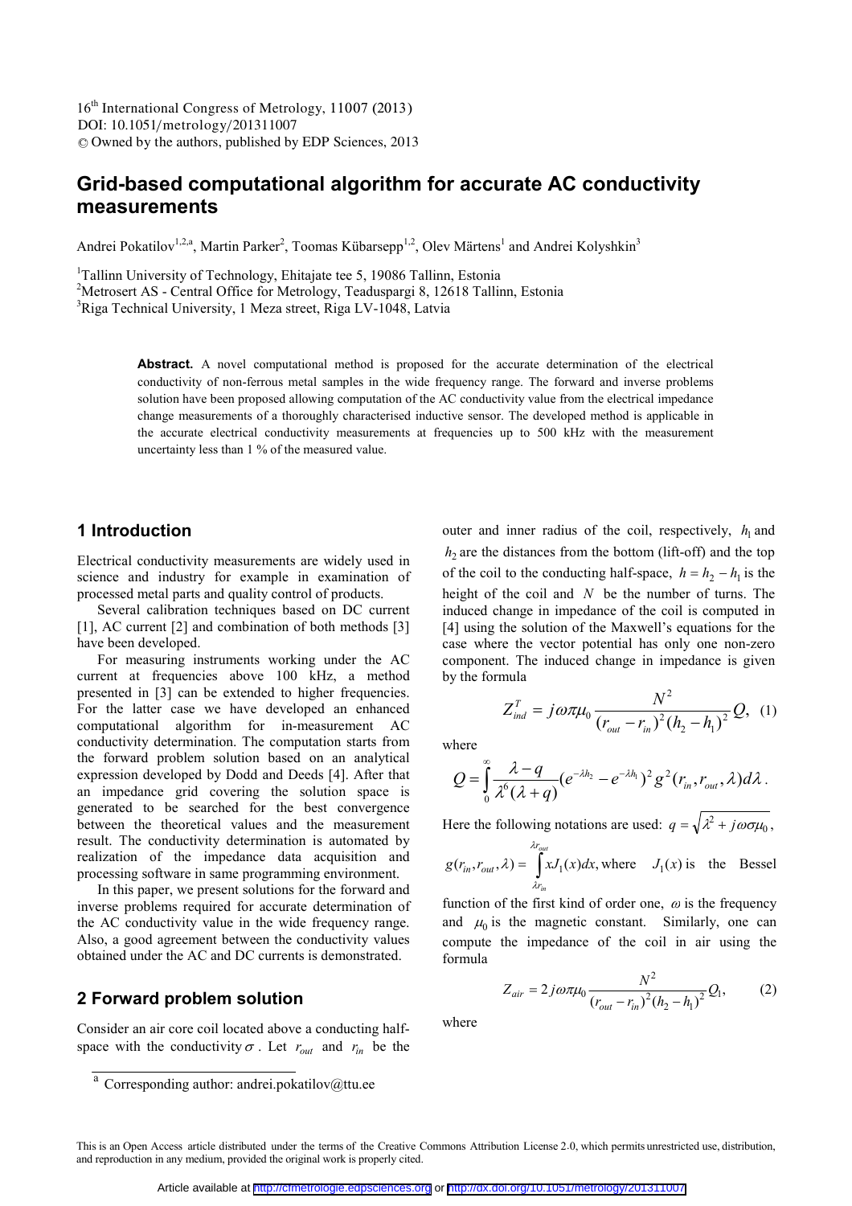# Grid-based computational algorithm for accurate AC conductivity measurements

Andrei Pokatilov[1,2,a], Martin Parker[2], Toomas Kübarsepp[1,2], Olev Märtens[1] and Andrei Kolyshkin[3]

[1]Tallinn University of Technology, Ehitajate tee 5, 19086 Tallinn, Estonia
[2]Metrosert AS - Central Office for Metrology, Teaduspargi 8, 12618 Tallinn, Estonia
[3]Riga Technical University, 1 Meza street, Riga LV-1048, Latvia

**Abstract.** A novel computational method is proposed for the accurate determination of the electrical conductivity of non-ferrous metal samples in the wide frequency range. The forward and inverse problems solution have been proposed allowing computation of the AC conductivity value from the electrical impedance change measurements of a thoroughly characterised inductive sensor. The developed method is applicable in the accurate electrical conductivity measurements at frequencies up to 500 kHz with the measurement uncertainty less than 1 % of the measured value.

## 1 Introduction

Electrical conductivity measurements are widely used in science and industry for example in examination of processed metal parts and quality control of products.

Several calibration techniques based on DC current [1], AC current [2] and combination of both methods [3] have been developed.

For measuring instruments working under the AC current at frequencies above 100 kHz, a method presented in [3] can be extended to higher frequencies. For the latter case we have developed an enhanced computational algorithm for in-measurement AC conductivity determination. The computation starts from the forward problem solution based on an analytical expression developed by Dodd and Deeds [4]. After that an impedance grid covering the solution space is generated to be searched for the best convergence between the theoretical values and the measurement result. The conductivity determination is automated by realization of the impedance data acquisition and processing software in same programming environment.

In this paper, we present solutions for the forward and inverse problems required for accurate determination of the AC conductivity value in the wide frequency range. Also, a good agreement between the conductivity values obtained under the AC and DC currents is demonstrated.

## 2 Forward problem solution

Consider an air core coil located above a conducting half-space with the conductivity $\sigma$. Let $r_{out}$ and $r_{in}$ be the outer and inner radius of the coil, respectively, $h_1$ and $h_2$ are the distances from the bottom (lift-off) and the top of the coil to the conducting half-space, $h = h_2 - h_1$ is the height of the coil and $N$ be the number of turns. The induced change in impedance of the coil is computed in [4] using the solution of the Maxwell's equations for the case where the vector potential has only one non-zero component. The induced change in impedance is given by the formula

$$Z_{ind}^{T} = j\omega\pi\mu_0 \frac{N^2}{(r_{out} - r_{in})^2 (h_2 - h_1)^2} Q, \quad (1)$$

where

$$Q = \int_0^\infty \frac{\lambda - q}{\lambda^6 (\lambda + q)} (e^{-\lambda h_2} - e^{-\lambda h_1})^2 g^2(r_{in}, r_{out}, \lambda) d\lambda .$$

Here the following notations are used: $q = \sqrt{\lambda^2 + j\omega\sigma\mu_0}$, $g(r_{in}, r_{out}, \lambda) = \int_{\lambda r_{in}}^{\lambda r_{out}} x J_1(x) dx,$ where $J_1(x)$ is the Bessel function of the first kind of order one, $\omega$ is the frequency and $\mu_0$ is the magnetic constant. Similarly, one can compute the impedance of the coil in air using the formula

$$Z_{air} = 2j\omega\pi\mu_0 \frac{N^2}{(r_{out} - r_{in})^2 (h_2 - h_1)^2} Q_1, \quad (2)$$

where

[a] Corresponding author: andrei.pokatilov@ttu.ee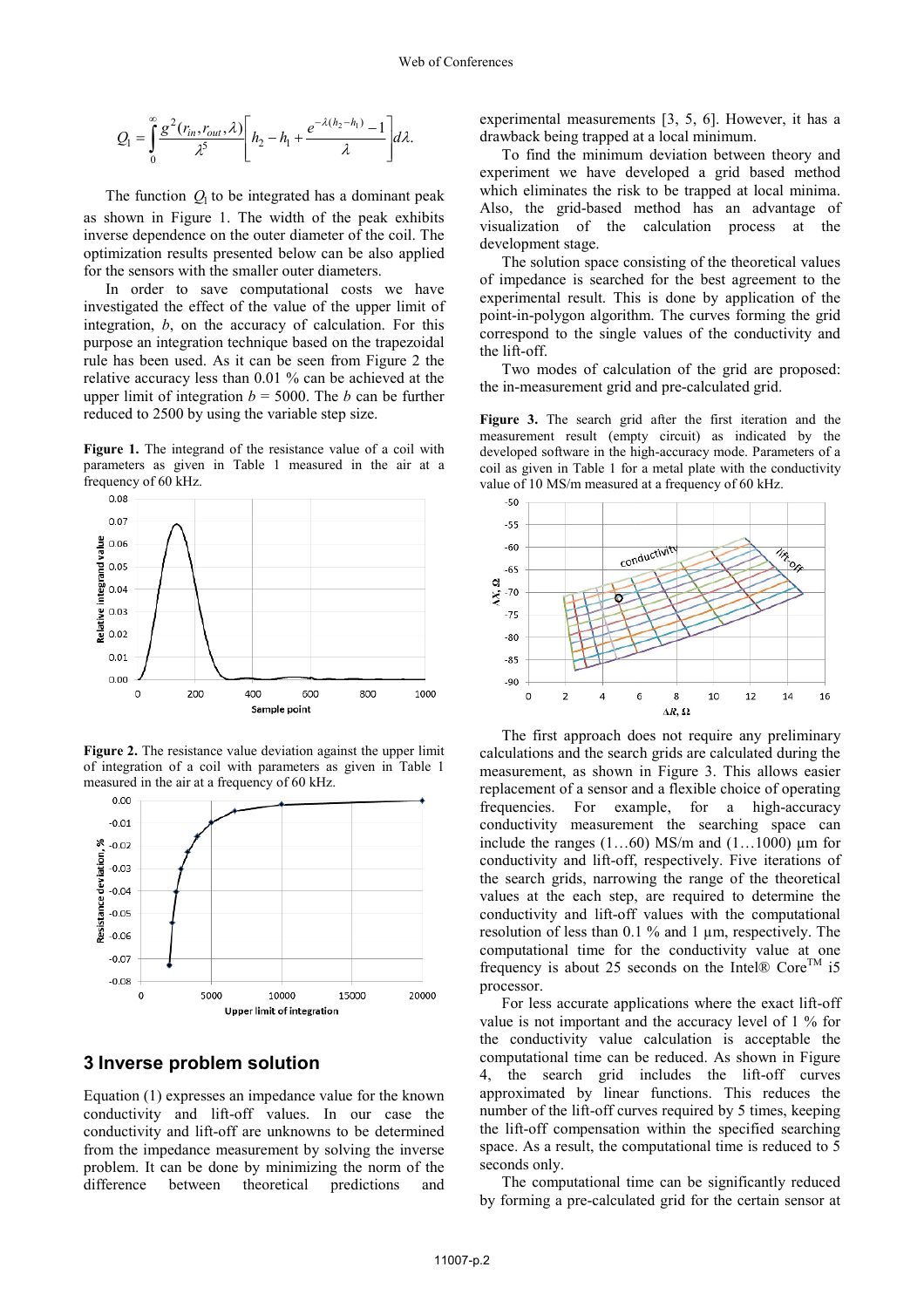$$Q_1 = \int_0^\infty \frac{g^2(r_{in}, r_{out}, \lambda)}{\lambda^5}\left[h_2 - h_1 + \frac{e^{-\lambda(h_2-h_1)} - 1}{\lambda}\right] d\lambda.$$

The function $Q_1$ to be integrated has a dominant peak as shown in Figure 1. The width of the peak exhibits inverse dependence on the outer diameter of the coil. The optimization results presented below can be also applied for the sensors with the smaller outer diameters.

In order to save computational costs we have investigated the effect of the value of the upper limit of integration, $b$, on the accuracy of calculation. For this purpose an integration technique based on the trapezoidal rule has been used. As it can be seen from Figure 2 the relative accuracy less than 0.01 % can be achieved at the upper limit of integration $b$ = 5000. The $b$ can be further reduced to 2500 by using the variable step size.

**Figure 1.** The integrand of the resistance value of a coil with parameters as given in Table 1 measured in the air at a frequency of 60 kHz.

**Figure 2.** The resistance value deviation against the upper limit of integration of a coil with parameters as given in Table 1 measured in the air at a frequency of 60 kHz.

## 3 Inverse problem solution

Equation (1) expresses an impedance value for the known conductivity and lift-off values. In our case the conductivity and lift-off are unknowns to be determined from the impedance measurement by solving the inverse problem. It can be done by minimizing the norm of the difference between theoretical predictions and experimental measurements [3, 5, 6]. However, it has a drawback being trapped at a local minimum.

To find the minimum deviation between theory and experiment we have developed a grid based method which eliminates the risk to be trapped at local minima. Also, the grid-based method has an advantage of visualization of the calculation process at the development stage.

The solution space consisting of the theoretical values of impedance is searched for the best agreement to the experimental result. This is done by application of the point-in-polygon algorithm. The curves forming the grid correspond to the single values of the conductivity and the lift-off.

Two modes of calculation of the grid are proposed: the in-measurement grid and pre-calculated grid.

**Figure 3.** The search grid after the first iteration and the measurement result (empty circuit) as indicated by the developed software in the high-accuracy mode. Parameters of a coil as given in Table 1 for a metal plate with the conductivity value of 10 MS/m measured at a frequency of 60 kHz.

The first approach does not require any preliminary calculations and the search grids are calculated during the measurement, as shown in Figure 3. This allows easier replacement of a sensor and a flexible choice of operating frequencies. For example, for a high-accuracy conductivity measurement the searching space can include the ranges (1…60) MS/m and (1…1000) µm for conductivity and lift-off, respectively. Five iterations of the search grids, narrowing the range of the theoretical values at the each step, are required to determine the conductivity and lift-off values with the computational resolution of less than 0.1 % and 1 µm, respectively. The computational time for the conductivity value at one frequency is about 25 seconds on the Intel® Core™ i5 processor.

For less accurate applications where the exact lift-off value is not important and the accuracy level of 1 % for the conductivity value calculation is acceptable the computational time can be reduced. As shown in Figure 4, the search grid includes the lift-off curves approximated by linear functions. This reduces the number of the lift-off curves required by 5 times, keeping the lift-off compensation within the specified searching space. As a result, the computational time is reduced to 5 seconds only.

The computational time can be significantly reduced by forming a pre-calculated grid for the certain sensor at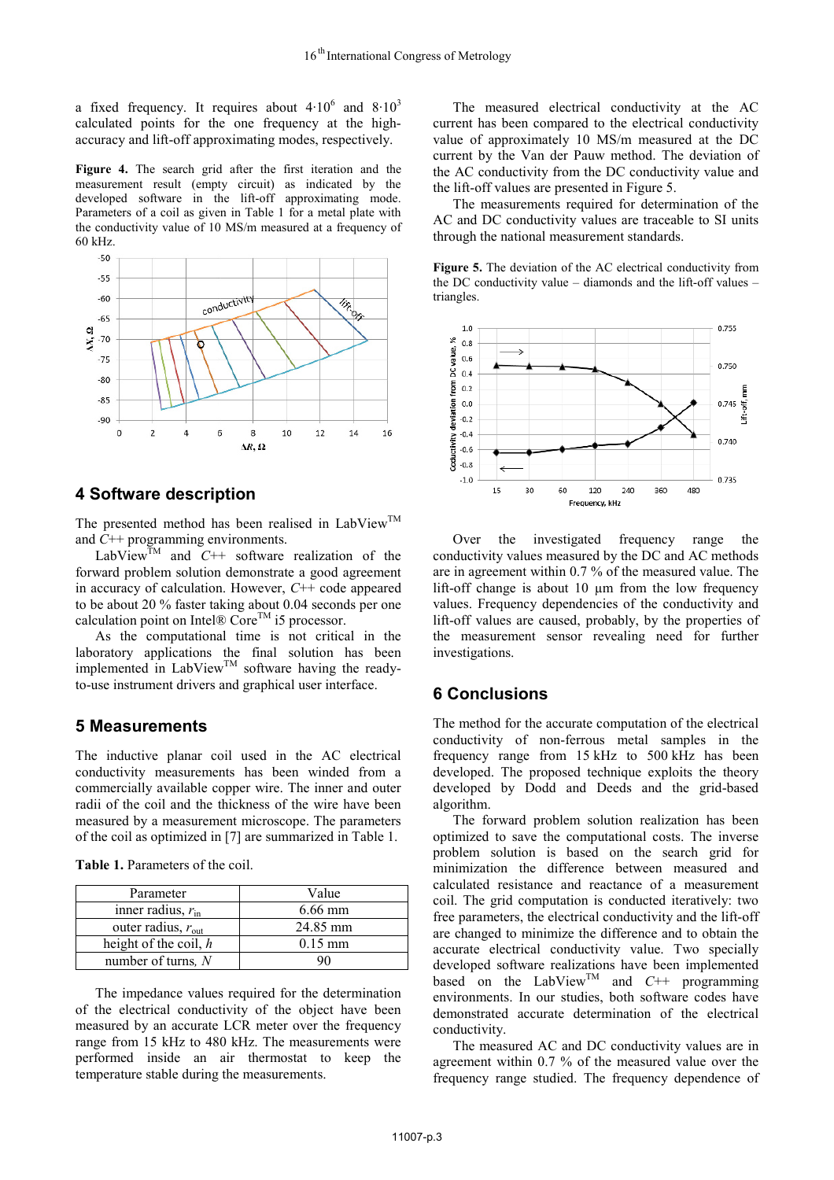a fixed frequency. It requires about $4 \cdot 10^6$ and $8 \cdot 10^3$ calculated points for the one frequency at the high-accuracy and lift-off approximating modes, respectively.

**Figure 4.** The search grid after the first iteration and the measurement result (empty circuit) as indicated by the developed software in the lift-off approximating mode. Parameters of a coil as given in Table 1 for a metal plate with the conductivity value of 10 MS/m measured at a frequency of 60 kHz.

## 4 Software description

The presented method has been realised in LabView™ and *C++* programming environments.

LabView™ and *C++* software realization of the forward problem solution demonstrate a good agreement in accuracy of calculation. However, *C++* code appeared to be about 20 % faster taking about 0.04 seconds per one calculation point on Intel® Core™ i5 processor.

As the computational time is not critical in the laboratory applications the final solution has been implemented in LabView™ software having the ready-to-use instrument drivers and graphical user interface.

## 5 Measurements

The inductive planar coil used in the AC electrical conductivity measurements has been winded from a commercially available copper wire. The inner and outer radii of the coil and the thickness of the wire have been measured by a measurement microscope. The parameters of the coil as optimized in [7] are summarized in Table 1.

**Table 1.** Parameters of the coil.

| Parameter | Value |
|---|---|
| inner radius, $r_{in}$ | 6.66 mm |
| outer radius, $r_{out}$ | 24.85 mm |
| height of the coil, $h$ | 0.15 mm |
| number of turns, $N$ | 90 |

The impedance values required for the determination of the electrical conductivity of the object have been measured by an accurate LCR meter over the frequency range from 15 kHz to 480 kHz. The measurements were performed inside an air thermostat to keep the temperature stable during the measurements.

The measured electrical conductivity at the AC current has been compared to the electrical conductivity value of approximately 10 MS/m measured at the DC current by the Van der Pauw method. The deviation of the AC conductivity from the DC conductivity value and the lift-off values are presented in Figure 5.

The measurements required for determination of the AC and DC conductivity values are traceable to SI units through the national measurement standards.

**Figure 5.** The deviation of the AC electrical conductivity from the DC conductivity value – diamonds and the lift-off values – triangles.

Over the investigated frequency range the conductivity values measured by the DC and AC methods are in agreement within 0.7 % of the measured value. The lift-off change is about 10 µm from the low frequency values. Frequency dependencies of the conductivity and lift-off values are caused, probably, by the properties of the measurement sensor revealing need for further investigations.

## 6 Conclusions

The method for the accurate computation of the electrical conductivity of non-ferrous metal samples in the frequency range from 15 kHz to 500 kHz has been developed. The proposed technique exploits the theory developed by Dodd and Deeds and the grid-based algorithm.

The forward problem solution realization has been optimized to save the computational costs. The inverse problem solution is based on the search grid for minimization the difference between measured and calculated resistance and reactance of a measurement coil. The grid computation is conducted iteratively: two free parameters, the electrical conductivity and the lift-off are changed to minimize the difference and to obtain the accurate electrical conductivity value. Two specially developed software realizations have been implemented based on the LabView™ and *C++* programming environments. In our studies, both software codes have demonstrated accurate determination of the electrical conductivity.

The measured AC and DC conductivity values are in agreement within 0.7 % of the measured value over the frequency range studied. The frequency dependence of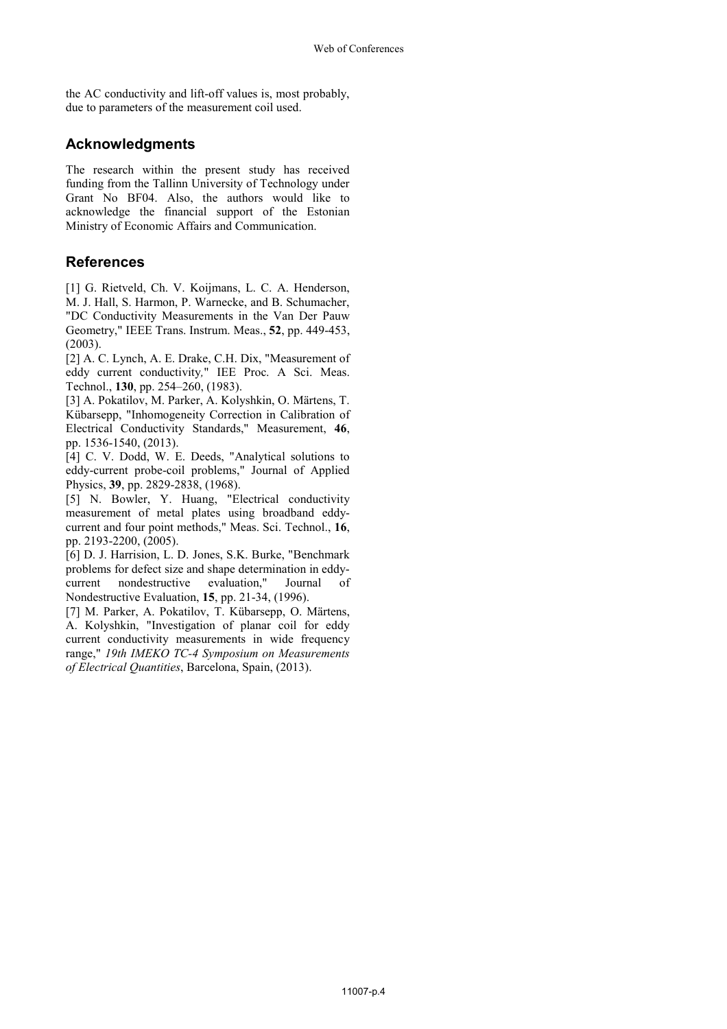the AC conductivity and lift-off values is, most probably, due to parameters of the measurement coil used.

## Acknowledgments

The research within the present study has received funding from the Tallinn University of Technology under Grant No BF04. Also, the authors would like to acknowledge the financial support of the Estonian Ministry of Economic Affairs and Communication.

## References

[1] G. Rietveld, Ch. V. Koijmans, L. C. A. Henderson, M. J. Hall, S. Harmon, P. Warnecke, and B. Schumacher, "DC Conductivity Measurements in the Van Der Pauw Geometry," IEEE Trans. Instrum. Meas., **52**, pp. 449-453, (2003).

[2] A. C. Lynch, A. E. Drake, C.H. Dix, "Measurement of eddy current conductivity," IEE Proc. A Sci. Meas. Technol., **130**, pp. 254–260, (1983).

[3] A. Pokatilov, M. Parker, A. Kolyshkin, O. Märtens, T. Kübarsepp, "Inhomogeneity Correction in Calibration of Electrical Conductivity Standards," Measurement, **46**, pp. 1536-1540, (2013).

[4] C. V. Dodd, W. E. Deeds, "Analytical solutions to eddy-current probe-coil problems," Journal of Applied Physics, **39**, pp. 2829-2838, (1968).

[5] N. Bowler, Y. Huang, "Electrical conductivity measurement of metal plates using broadband eddy-current and four point methods," Meas. Sci. Technol., **16**, pp. 2193-2200, (2005).

[6] D. J. Harrision, L. D. Jones, S.K. Burke, "Benchmark problems for defect size and shape determination in eddy-current nondestructive evaluation," Journal of Nondestructive Evaluation, **15**, pp. 21-34, (1996).

[7] M. Parker, A. Pokatilov, T. Kübarsepp, O. Märtens, A. Kolyshkin, "Investigation of planar coil for eddy current conductivity measurements in wide frequency range," *19th IMEKO TC-4 Symposium on Measurements of Electrical Quantities*, Barcelona, Spain, (2013).